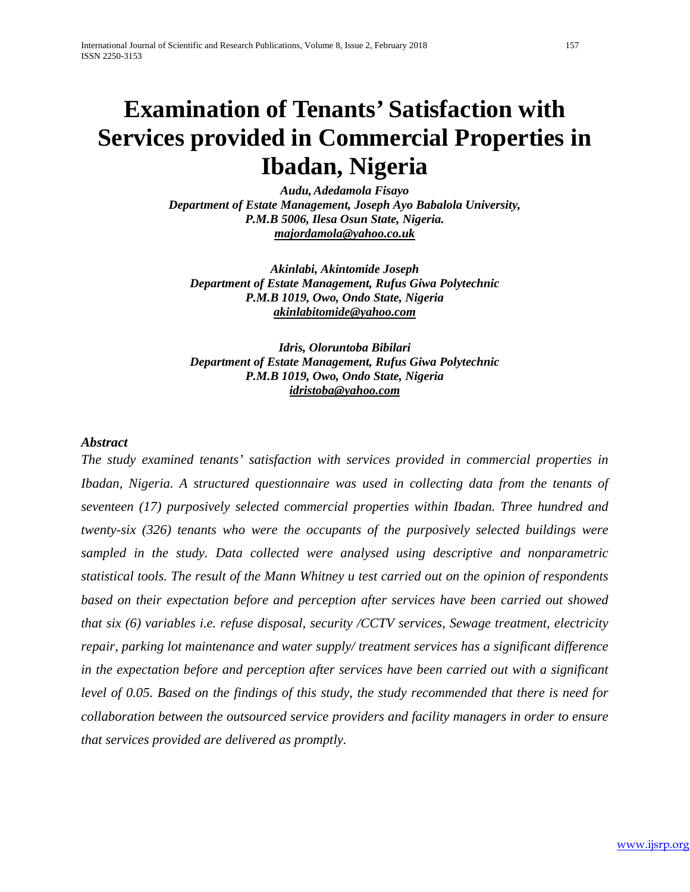# Examination of Tenants' Satisfaction with Services provided in Commercial Properties in Ibadan, Nigeria

***Audu, Adedamola Fisayo***
***Department of Estate Management, Joseph Ayo Babalola University,***
***P.M.B 5006, Ilesa Osun State, Nigeria.***
***majordamola@yahoo.co.uk***

***Akinlabi, Akintomide Joseph***
***Department of Estate Management, Rufus Giwa Polytechnic***
***P.M.B 1019, Owo, Ondo State, Nigeria***
***akinlabitomide@yahoo.com***

***Idris, Oloruntoba Bibilari***
***Department of Estate Management, Rufus Giwa Polytechnic***
***P.M.B 1019, Owo, Ondo State, Nigeria***
***idristoba@yahoo.com***

### *Abstract*

*The study examined tenants' satisfaction with services provided in commercial properties in Ibadan, Nigeria. A structured questionnaire was used in collecting data from the tenants of seventeen (17) purposively selected commercial properties within Ibadan. Three hundred and twenty-six (326) tenants who were the occupants of the purposively selected buildings were sampled in the study. Data collected were analysed using descriptive and nonparametric statistical tools. The result of the Mann Whitney u test carried out on the opinion of respondents based on their expectation before and perception after services have been carried out showed that six (6) variables i.e. refuse disposal, security /CCTV services, Sewage treatment, electricity repair, parking lot maintenance and water supply/ treatment services has a significant difference in the expectation before and perception after services have been carried out with a significant level of 0.05. Based on the findings of this study, the study recommended that there is need for collaboration between the outsourced service providers and facility managers in order to ensure that services provided are delivered as promptly.*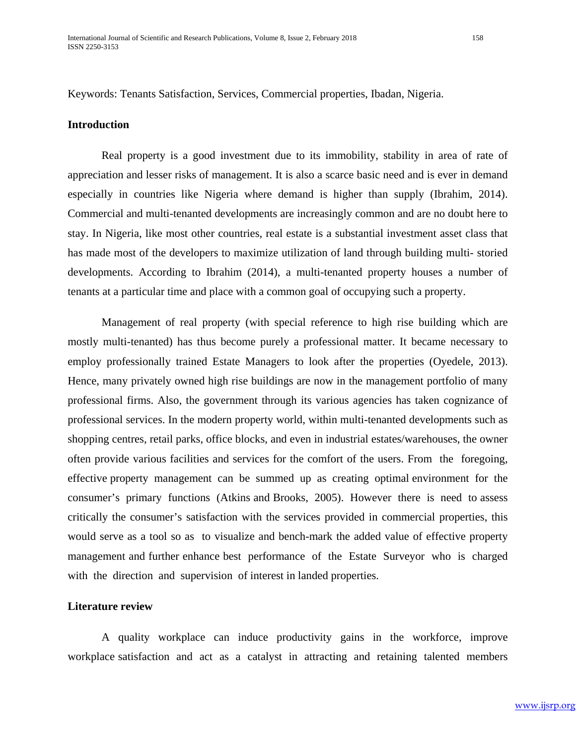Keywords: Tenants Satisfaction, Services, Commercial properties, Ibadan, Nigeria.

## Introduction

Real property is a good investment due to its immobility, stability in area of rate of appreciation and lesser risks of management. It is also a scarce basic need and is ever in demand especially in countries like Nigeria where demand is higher than supply (Ibrahim, 2014). Commercial and multi-tenanted developments are increasingly common and are no doubt here to stay. In Nigeria, like most other countries, real estate is a substantial investment asset class that has made most of the developers to maximize utilization of land through building multi- storied developments. According to Ibrahim (2014), a multi-tenanted property houses a number of tenants at a particular time and place with a common goal of occupying such a property.

Management of real property (with special reference to high rise building which are mostly multi-tenanted) has thus become purely a professional matter. It became necessary to employ professionally trained Estate Managers to look after the properties (Oyedele, 2013). Hence, many privately owned high rise buildings are now in the management portfolio of many professional firms. Also, the government through its various agencies has taken cognizance of professional services. In the modern property world, within multi-tenanted developments such as shopping centres, retail parks, office blocks, and even in industrial estates/warehouses, the owner often provide various facilities and services for the comfort of the users. From the foregoing, effective property management can be summed up as creating optimal environment for the consumer's primary functions (Atkins and Brooks, 2005). However there is need to assess critically the consumer's satisfaction with the services provided in commercial properties, this would serve as a tool so as to visualize and bench-mark the added value of effective property management and further enhance best performance of the Estate Surveyor who is charged with the direction and supervision of interest in landed properties.

## Literature review

A quality workplace can induce productivity gains in the workforce, improve workplace satisfaction and act as a catalyst in attracting and retaining talented members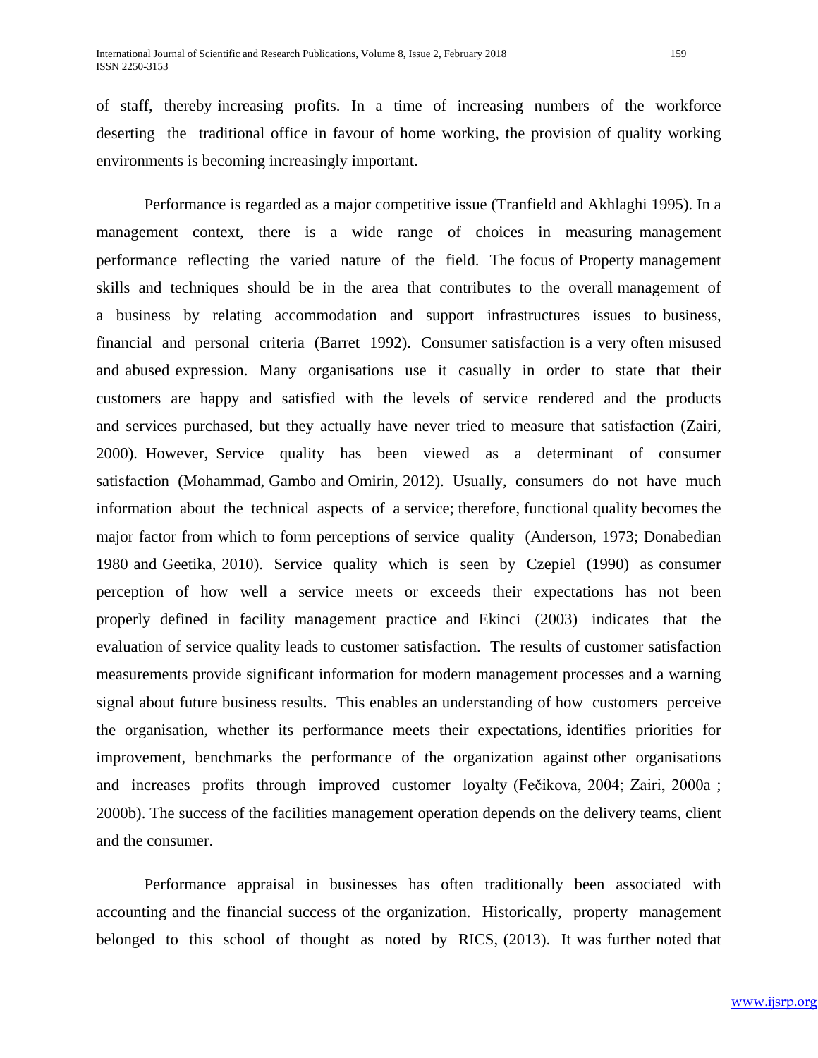of staff, thereby increasing profits. In a time of increasing numbers of the workforce deserting the traditional office in favour of home working, the provision of quality working environments is becoming increasingly important.

Performance is regarded as a major competitive issue (Tranfield and Akhlaghi 1995). In a management context, there is a wide range of choices in measuring management performance reflecting the varied nature of the field. The focus of Property management skills and techniques should be in the area that contributes to the overall management of a business by relating accommodation and support infrastructures issues to business, financial and personal criteria (Barret 1992). Consumer satisfaction is a very often misused and abused expression. Many organisations use it casually in order to state that their customers are happy and satisfied with the levels of service rendered and the products and services purchased, but they actually have never tried to measure that satisfaction (Zairi, 2000). However, Service quality has been viewed as a determinant of consumer satisfaction (Mohammad, Gambo and Omirin, 2012). Usually, consumers do not have much information about the technical aspects of a service; therefore, functional quality becomes the major factor from which to form perceptions of service quality (Anderson, 1973; Donabedian 1980 and Geetika, 2010). Service quality which is seen by Czepiel (1990) as consumer perception of how well a service meets or exceeds their expectations has not been properly defined in facility management practice and Ekinci (2003) indicates that the evaluation of service quality leads to customer satisfaction. The results of customer satisfaction measurements provide significant information for modern management processes and a warning signal about future business results. This enables an understanding of how customers perceive the organisation, whether its performance meets their expectations, identifies priorities for improvement, benchmarks the performance of the organization against other organisations and increases profits through improved customer loyalty (Fečikova, 2004; Zairi, 2000a ; 2000b). The success of the facilities management operation depends on the delivery teams, client and the consumer.

Performance appraisal in businesses has often traditionally been associated with accounting and the financial success of the organization. Historically, property management belonged to this school of thought as noted by RICS, (2013). It was further noted that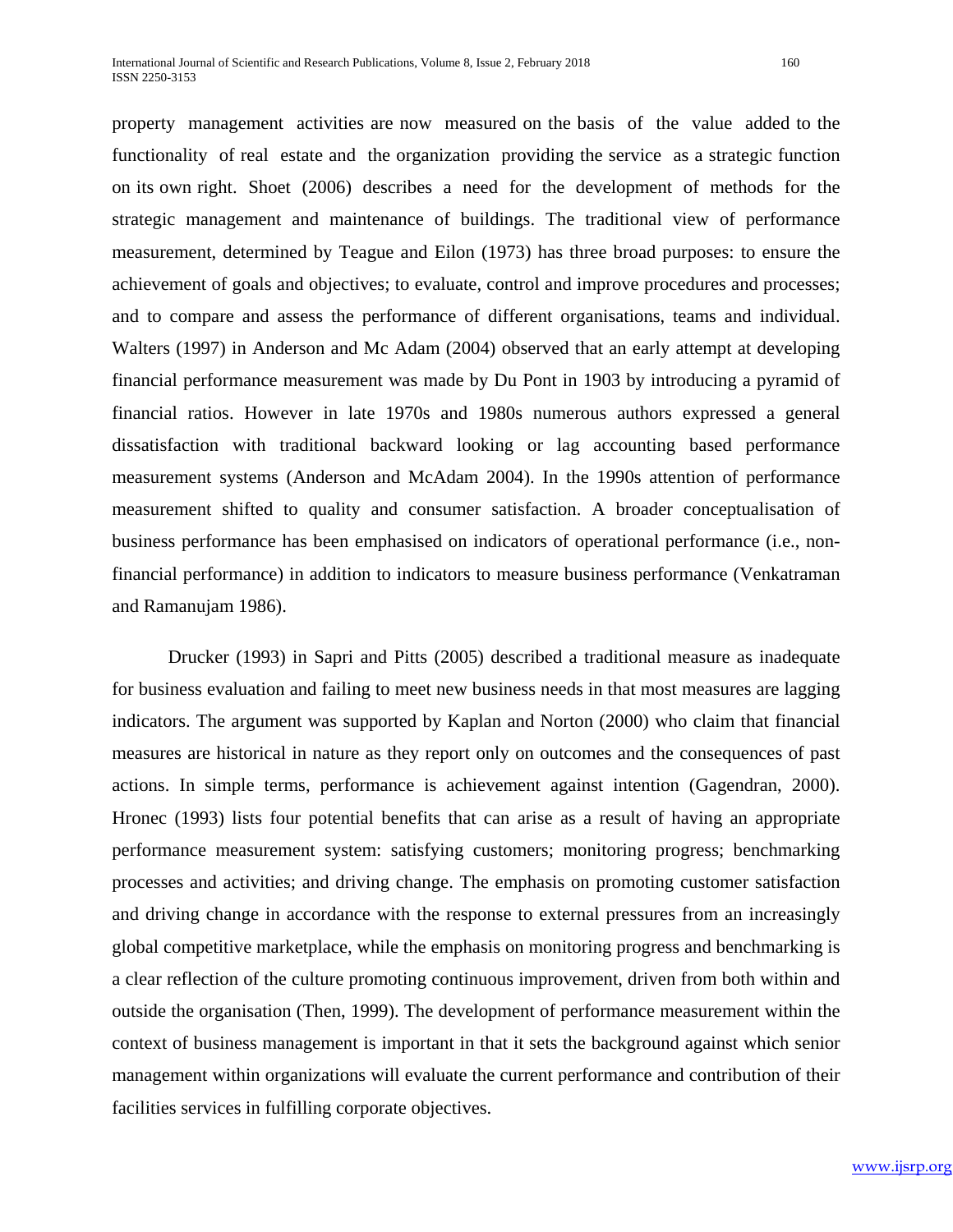property management activities are now measured on the basis of the value added to the functionality of real estate and the organization providing the service as a strategic function on its own right. Shoet (2006) describes a need for the development of methods for the strategic management and maintenance of buildings. The traditional view of performance measurement, determined by Teague and Eilon (1973) has three broad purposes: to ensure the achievement of goals and objectives; to evaluate, control and improve procedures and processes; and to compare and assess the performance of different organisations, teams and individual. Walters (1997) in Anderson and Mc Adam (2004) observed that an early attempt at developing financial performance measurement was made by Du Pont in 1903 by introducing a pyramid of financial ratios. However in late 1970s and 1980s numerous authors expressed a general dissatisfaction with traditional backward looking or lag accounting based performance measurement systems (Anderson and McAdam 2004). In the 1990s attention of performance measurement shifted to quality and consumer satisfaction. A broader conceptualisation of business performance has been emphasised on indicators of operational performance (i.e., non-financial performance) in addition to indicators to measure business performance (Venkatraman and Ramanujam 1986).

Drucker (1993) in Sapri and Pitts (2005) described a traditional measure as inadequate for business evaluation and failing to meet new business needs in that most measures are lagging indicators. The argument was supported by Kaplan and Norton (2000) who claim that financial measures are historical in nature as they report only on outcomes and the consequences of past actions. In simple terms, performance is achievement against intention (Gagendran, 2000). Hronec (1993) lists four potential benefits that can arise as a result of having an appropriate performance measurement system: satisfying customers; monitoring progress; benchmarking processes and activities; and driving change. The emphasis on promoting customer satisfaction and driving change in accordance with the response to external pressures from an increasingly global competitive marketplace, while the emphasis on monitoring progress and benchmarking is a clear reflection of the culture promoting continuous improvement, driven from both within and outside the organisation (Then, 1999). The development of performance measurement within the context of business management is important in that it sets the background against which senior management within organizations will evaluate the current performance and contribution of their facilities services in fulfilling corporate objectives.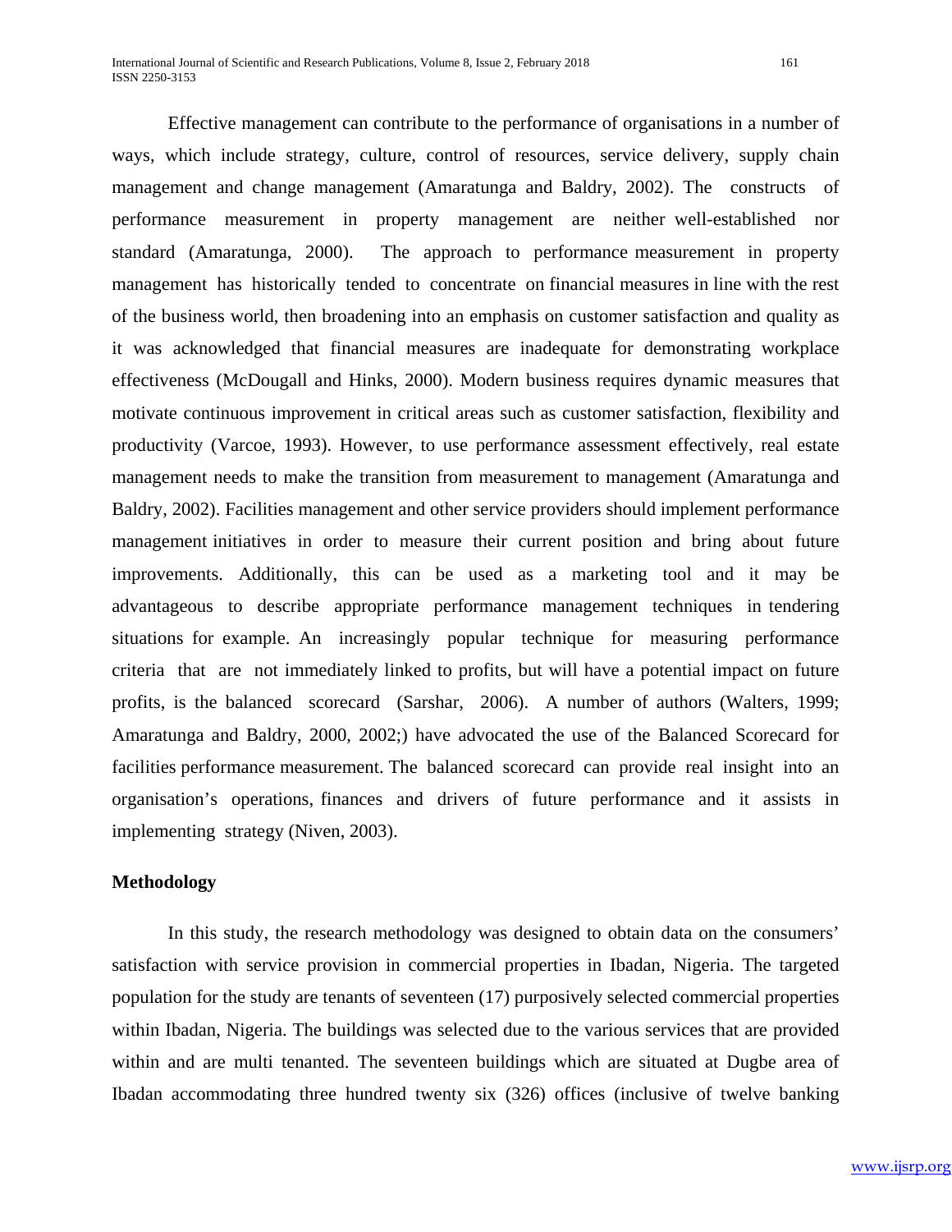Effective management can contribute to the performance of organisations in a number of ways, which include strategy, culture, control of resources, service delivery, supply chain management and change management (Amaratunga and Baldry, 2002). The constructs of performance measurement in property management are neither well-established nor standard (Amaratunga, 2000). The approach to performance measurement in property management has historically tended to concentrate on financial measures in line with the rest of the business world, then broadening into an emphasis on customer satisfaction and quality as it was acknowledged that financial measures are inadequate for demonstrating workplace effectiveness (McDougall and Hinks, 2000). Modern business requires dynamic measures that motivate continuous improvement in critical areas such as customer satisfaction, flexibility and productivity (Varcoe, 1993). However, to use performance assessment effectively, real estate management needs to make the transition from measurement to management (Amaratunga and Baldry, 2002). Facilities management and other service providers should implement performance management initiatives in order to measure their current position and bring about future improvements. Additionally, this can be used as a marketing tool and it may be advantageous to describe appropriate performance management techniques in tendering situations for example. An increasingly popular technique for measuring performance criteria that are not immediately linked to profits, but will have a potential impact on future profits, is the balanced scorecard (Sarshar, 2006). A number of authors (Walters, 1999; Amaratunga and Baldry, 2000, 2002;) have advocated the use of the Balanced Scorecard for facilities performance measurement. The balanced scorecard can provide real insight into an organisation's operations, finances and drivers of future performance and it assists in implementing strategy (Niven, 2003).

## Methodology

In this study, the research methodology was designed to obtain data on the consumers' satisfaction with service provision in commercial properties in Ibadan, Nigeria. The targeted population for the study are tenants of seventeen (17) purposively selected commercial properties within Ibadan, Nigeria. The buildings was selected due to the various services that are provided within and are multi tenanted. The seventeen buildings which are situated at Dugbe area of Ibadan accommodating three hundred twenty six (326) offices (inclusive of twelve banking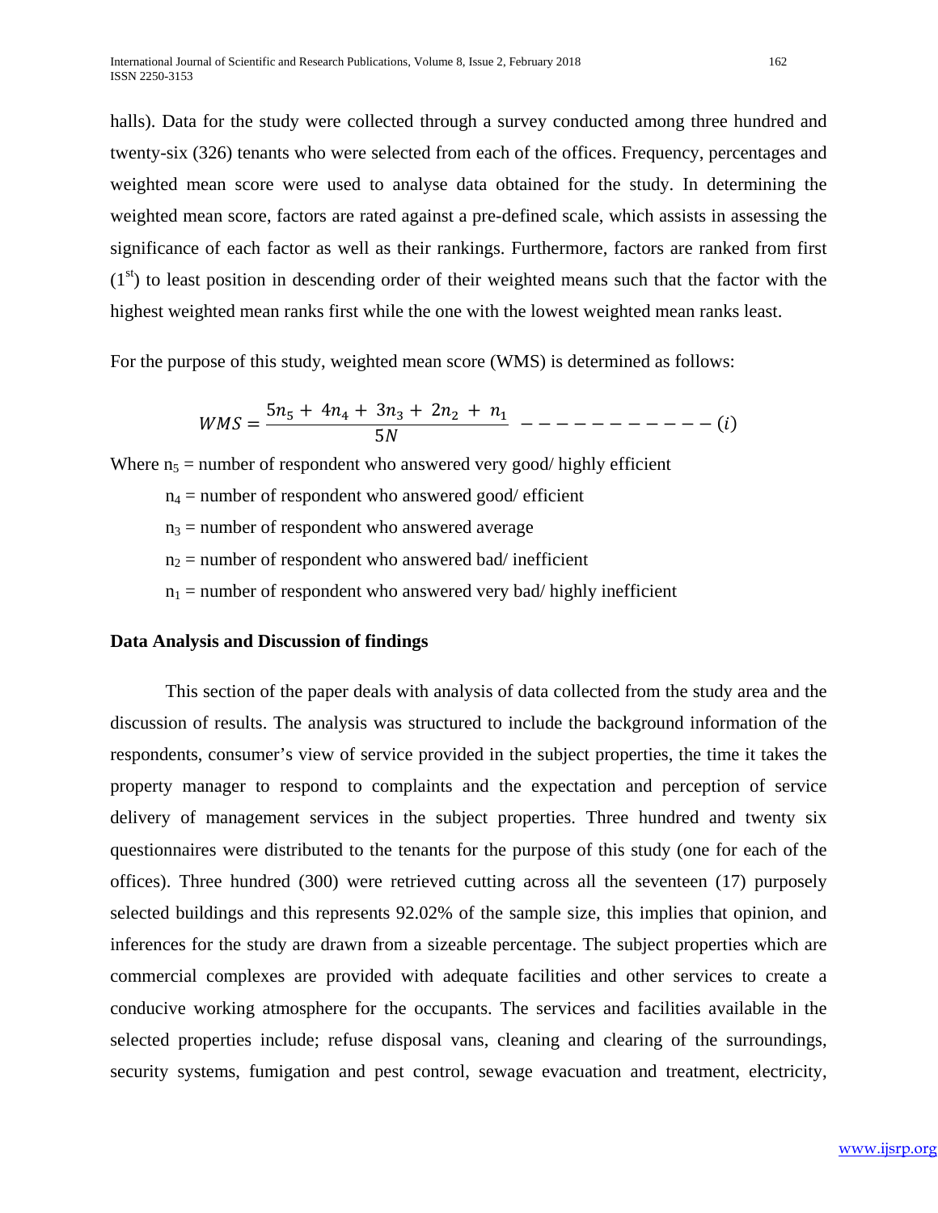halls). Data for the study were collected through a survey conducted among three hundred and twenty-six (326) tenants who were selected from each of the offices. Frequency, percentages and weighted mean score were used to analyse data obtained for the study. In determining the weighted mean score, factors are rated against a pre-defined scale, which assists in assessing the significance of each factor as well as their rankings. Furthermore, factors are ranked from first ($1^{st}$) to least position in descending order of their weighted means such that the factor with the highest weighted mean ranks first while the one with the lowest weighted mean ranks least.

For the purpose of this study, weighted mean score (WMS) is determined as follows:

$$WMS = \frac{5n_5 + 4n_4 + 3n_3 + 2n_2 + n_1}{5N} \quad ----------- (i)$$

Where $n_5$ = number of respondent who answered very good/ highly efficient

$n_4$ = number of respondent who answered good/ efficient

$n_3$ = number of respondent who answered average

$n_2$ = number of respondent who answered bad/ inefficient

$n_1$ = number of respondent who answered very bad/ highly inefficient

**Data Analysis and Discussion of findings**

This section of the paper deals with analysis of data collected from the study area and the discussion of results. The analysis was structured to include the background information of the respondents, consumer's view of service provided in the subject properties, the time it takes the property manager to respond to complaints and the expectation and perception of service delivery of management services in the subject properties. Three hundred and twenty six questionnaires were distributed to the tenants for the purpose of this study (one for each of the offices). Three hundred (300) were retrieved cutting across all the seventeen (17) purposely selected buildings and this represents 92.02% of the sample size, this implies that opinion, and inferences for the study are drawn from a sizeable percentage. The subject properties which are commercial complexes are provided with adequate facilities and other services to create a conducive working atmosphere for the occupants. The services and facilities available in the selected properties include; refuse disposal vans, cleaning and clearing of the surroundings, security systems, fumigation and pest control, sewage evacuation and treatment, electricity,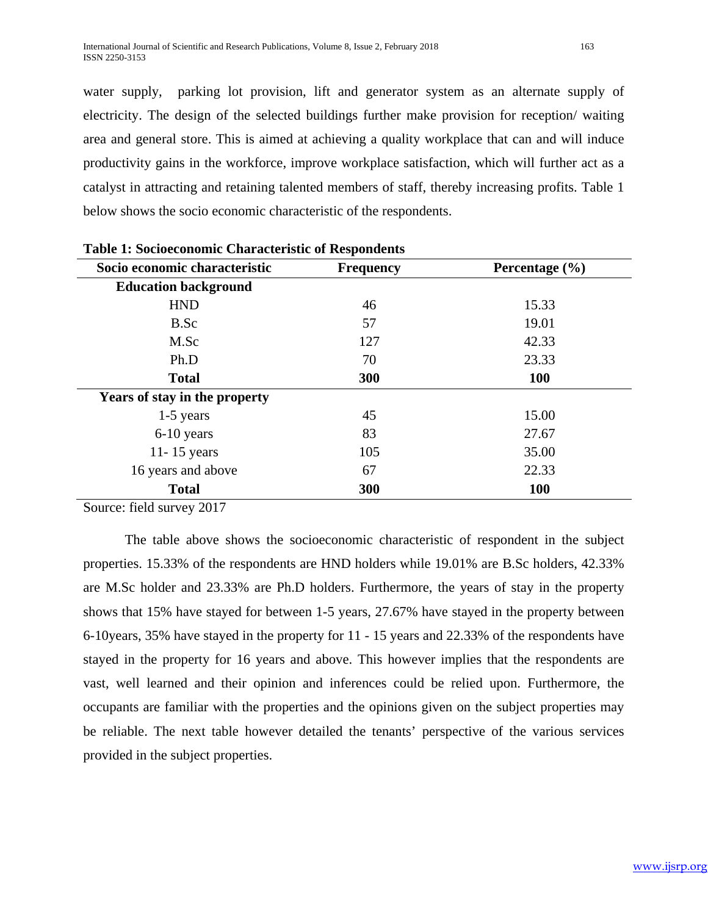water supply, parking lot provision, lift and generator system as an alternate supply of electricity. The design of the selected buildings further make provision for reception/ waiting area and general store. This is aimed at achieving a quality workplace that can and will induce productivity gains in the workforce, improve workplace satisfaction, which will further act as a catalyst in attracting and retaining talented members of staff, thereby increasing profits. Table 1 below shows the socio economic characteristic of the respondents.

**Table 1: Socioeconomic Characteristic of Respondents**

| Socio economic characteristic | Frequency | Percentage (%) |
|---|---|---|
| **Education background** | | |
| HND | 46 | 15.33 |
| B.Sc | 57 | 19.01 |
| M.Sc | 127 | 42.33 |
| Ph.D | 70 | 23.33 |
| **Total** | **300** | **100** |
| **Years of stay in the property** | | |
| 1-5 years | 45 | 15.00 |
| 6-10 years | 83 | 27.67 |
| 11- 15 years | 105 | 35.00 |
| 16 years and above | 67 | 22.33 |
| **Total** | **300** | **100** |

Source: field survey 2017

The table above shows the socioeconomic characteristic of respondent in the subject properties. 15.33% of the respondents are HND holders while 19.01% are B.Sc holders, 42.33% are M.Sc holder and 23.33% are Ph.D holders. Furthermore, the years of stay in the property shows that 15% have stayed for between 1-5 years, 27.67% have stayed in the property between 6-10years, 35% have stayed in the property for 11 - 15 years and 22.33% of the respondents have stayed in the property for 16 years and above. This however implies that the respondents are vast, well learned and their opinion and inferences could be relied upon. Furthermore, the occupants are familiar with the properties and the opinions given on the subject properties may be reliable. The next table however detailed the tenants' perspective of the various services provided in the subject properties.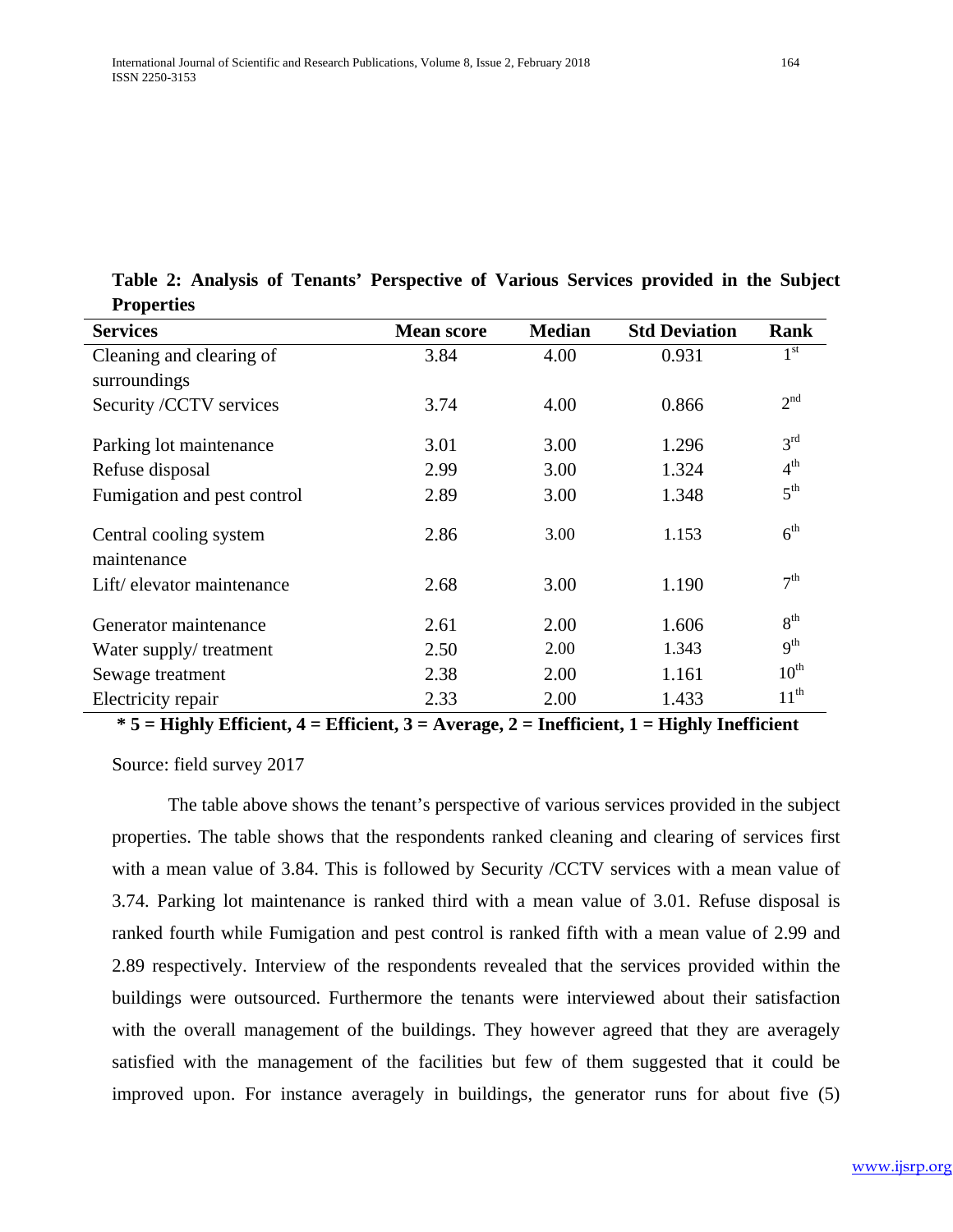**Table 2: Analysis of Tenants' Perspective of Various Services provided in the Subject Properties**

| Services | Mean score | Median | Std Deviation | Rank |
|---|---|---|---|---|
| Cleaning and clearing of surroundings | 3.84 | 4.00 | 0.931 | 1st |
| Security /CCTV services | 3.74 | 4.00 | 0.866 | 2nd |
| Parking lot maintenance | 3.01 | 3.00 | 1.296 | 3rd |
| Refuse disposal | 2.99 | 3.00 | 1.324 | 4th |
| Fumigation and pest control | 2.89 | 3.00 | 1.348 | 5th |
| Central cooling system maintenance | 2.86 | 3.00 | 1.153 | 6th |
| Lift/ elevator maintenance | 2.68 | 3.00 | 1.190 | 7th |
| Generator maintenance | 2.61 | 2.00 | 1.606 | 8th |
| Water supply/ treatment | 2.50 | 2.00 | 1.343 | 9th |
| Sewage treatment | 2.38 | 2.00 | 1.161 | 10th |
| Electricity repair | 2.33 | 2.00 | 1.433 | 11th |

**\* 5 = Highly Efficient, 4 = Efficient, 3 = Average, 2 = Inefficient, 1 = Highly Inefficient**

Source: field survey 2017

The table above shows the tenant's perspective of various services provided in the subject properties. The table shows that the respondents ranked cleaning and clearing of services first with a mean value of 3.84. This is followed by Security /CCTV services with a mean value of 3.74. Parking lot maintenance is ranked third with a mean value of 3.01. Refuse disposal is ranked fourth while Fumigation and pest control is ranked fifth with a mean value of 2.99 and 2.89 respectively. Interview of the respondents revealed that the services provided within the buildings were outsourced. Furthermore the tenants were interviewed about their satisfaction with the overall management of the buildings. They however agreed that they are averagely satisfied with the management of the facilities but few of them suggested that it could be improved upon. For instance averagely in buildings, the generator runs for about five (5)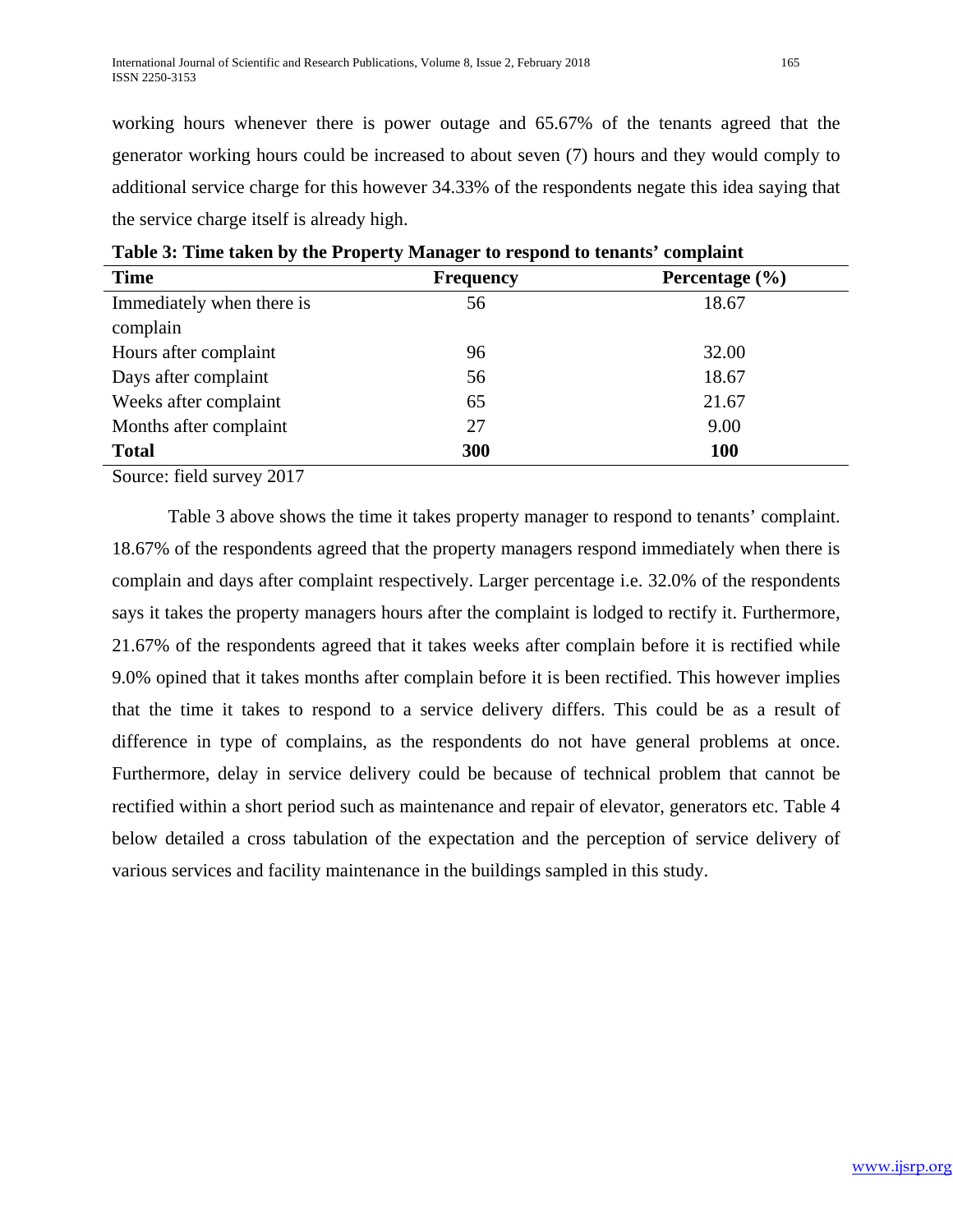working hours whenever there is power outage and 65.67% of the tenants agreed that the generator working hours could be increased to about seven (7) hours and they would comply to additional service charge for this however 34.33% of the respondents negate this idea saying that the service charge itself is already high.

**Table 3: Time taken by the Property Manager to respond to tenants' complaint**

| Time | Frequency | Percentage (%) |
|---|---|---|
| Immediately when there is complain | 56 | 18.67 |
| Hours after complaint | 96 | 32.00 |
| Days after complaint | 56 | 18.67 |
| Weeks after complaint | 65 | 21.67 |
| Months after complaint | 27 | 9.00 |
| **Total** | **300** | **100** |

Source: field survey 2017

Table 3 above shows the time it takes property manager to respond to tenants' complaint. 18.67% of the respondents agreed that the property managers respond immediately when there is complain and days after complaint respectively. Larger percentage i.e. 32.0% of the respondents says it takes the property managers hours after the complaint is lodged to rectify it. Furthermore, 21.67% of the respondents agreed that it takes weeks after complain before it is rectified while 9.0% opined that it takes months after complain before it is been rectified. This however implies that the time it takes to respond to a service delivery differs. This could be as a result of difference in type of complains, as the respondents do not have general problems at once. Furthermore, delay in service delivery could be because of technical problem that cannot be rectified within a short period such as maintenance and repair of elevator, generators etc. Table 4 below detailed a cross tabulation of the expectation and the perception of service delivery of various services and facility maintenance in the buildings sampled in this study.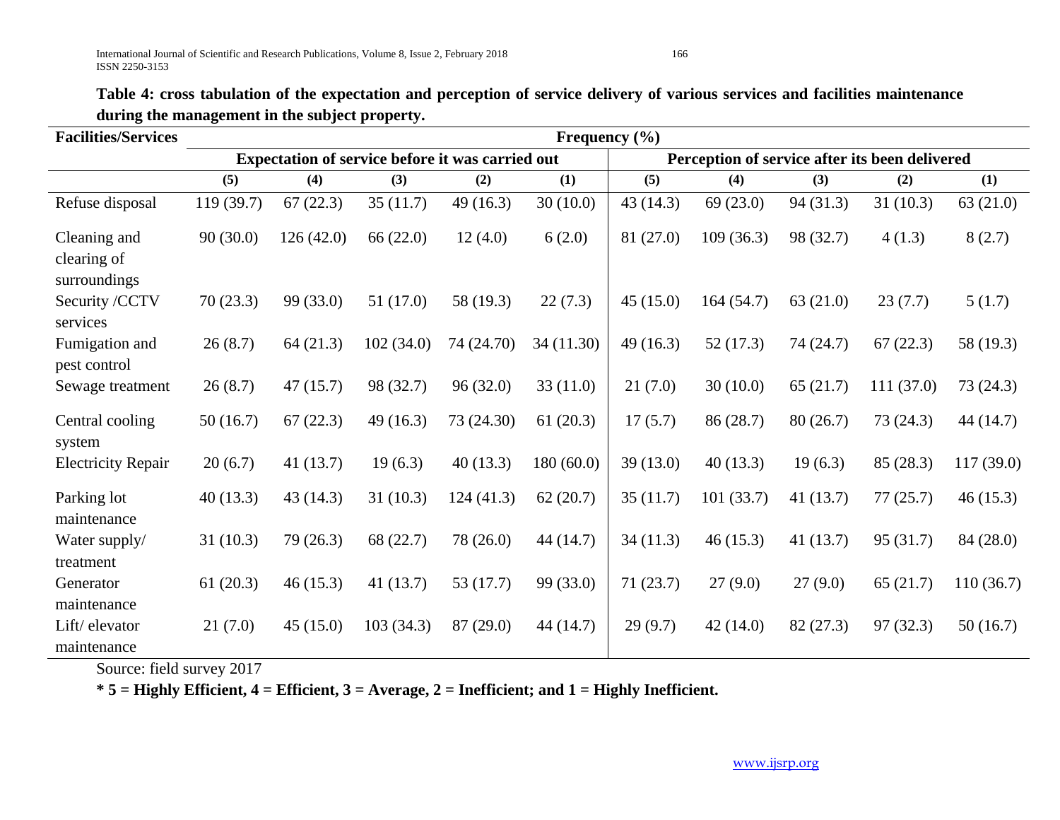**Table 4: cross tabulation of the expectation and perception of service delivery of various services and facilities maintenance during the management in the subject property.**

| Facilities/Services | Frequency (%) | | | | | | | | | |
|---|---|---|---|---|---|---|---|---|---|---|
| | Expectation of service before it was carried out | | | | | Perception of service after its been delivered | | | | |
| | (5) | (4) | (3) | (2) | (1) | (5) | (4) | (3) | (2) | (1) |
| Refuse disposal | 119 (39.7) | 67 (22.3) | 35 (11.7) | 49 (16.3) | 30 (10.0) | 43 (14.3) | 69 (23.0) | 94 (31.3) | 31 (10.3) | 63 (21.0) |
| Cleaning and clearing of surroundings | 90 (30.0) | 126 (42.0) | 66 (22.0) | 12 (4.0) | 6 (2.0) | 81 (27.0) | 109 (36.3) | 98 (32.7) | 4 (1.3) | 8 (2.7) |
| Security /CCTV services | 70 (23.3) | 99 (33.0) | 51 (17.0) | 58 (19.3) | 22 (7.3) | 45 (15.0) | 164 (54.7) | 63 (21.0) | 23 (7.7) | 5 (1.7) |
| Fumigation and pest control | 26 (8.7) | 64 (21.3) | 102 (34.0) | 74 (24.70) | 34 (11.30) | 49 (16.3) | 52 (17.3) | 74 (24.7) | 67 (22.3) | 58 (19.3) |
| Sewage treatment | 26 (8.7) | 47 (15.7) | 98 (32.7) | 96 (32.0) | 33 (11.0) | 21 (7.0) | 30 (10.0) | 65 (21.7) | 111 (37.0) | 73 (24.3) |
| Central cooling system | 50 (16.7) | 67 (22.3) | 49 (16.3) | 73 (24.30) | 61 (20.3) | 17 (5.7) | 86 (28.7) | 80 (26.7) | 73 (24.3) | 44 (14.7) |
| Electricity Repair | 20 (6.7) | 41 (13.7) | 19 (6.3) | 40 (13.3) | 180 (60.0) | 39 (13.0) | 40 (13.3) | 19 (6.3) | 85 (28.3) | 117 (39.0) |
| Parking lot maintenance | 40 (13.3) | 43 (14.3) | 31 (10.3) | 124 (41.3) | 62 (20.7) | 35 (11.7) | 101 (33.7) | 41 (13.7) | 77 (25.7) | 46 (15.3) |
| Water supply/ treatment | 31 (10.3) | 79 (26.3) | 68 (22.7) | 78 (26.0) | 44 (14.7) | 34 (11.3) | 46 (15.3) | 41 (13.7) | 95 (31.7) | 84 (28.0) |
| Generator maintenance | 61 (20.3) | 46 (15.3) | 41 (13.7) | 53 (17.7) | 99 (33.0) | 71 (23.7) | 27 (9.0) | 27 (9.0) | 65 (21.7) | 110 (36.7) |
| Lift/ elevator maintenance | 21 (7.0) | 45 (15.0) | 103 (34.3) | 87 (29.0) | 44 (14.7) | 29 (9.7) | 42 (14.0) | 82 (27.3) | 97 (32.3) | 50 (16.7) |

Source: field survey 2017

**\* 5 = Highly Efficient, 4 = Efficient, 3 = Average, 2 = Inefficient; and 1 = Highly Inefficient.**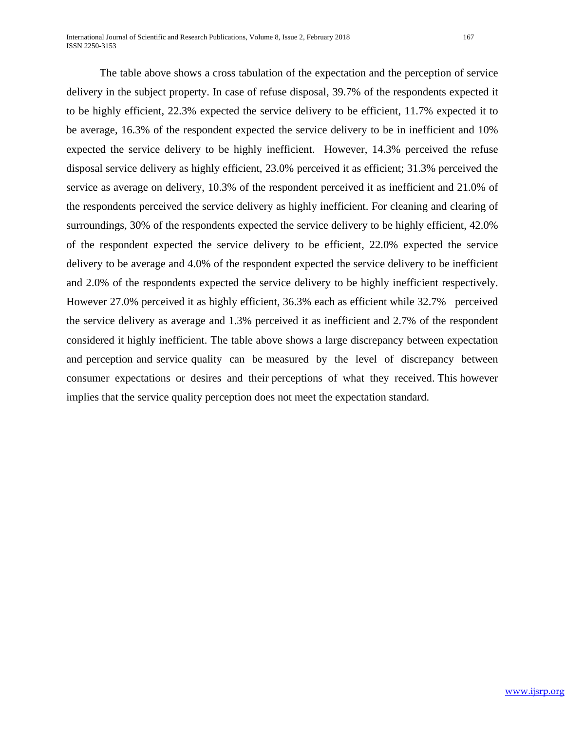The table above shows a cross tabulation of the expectation and the perception of service delivery in the subject property. In case of refuse disposal, 39.7% of the respondents expected it to be highly efficient, 22.3% expected the service delivery to be efficient, 11.7% expected it to be average, 16.3% of the respondent expected the service delivery to be in inefficient and 10% expected the service delivery to be highly inefficient. However, 14.3% perceived the refuse disposal service delivery as highly efficient, 23.0% perceived it as efficient; 31.3% perceived the service as average on delivery, 10.3% of the respondent perceived it as inefficient and 21.0% of the respondents perceived the service delivery as highly inefficient. For cleaning and clearing of surroundings, 30% of the respondents expected the service delivery to be highly efficient, 42.0% of the respondent expected the service delivery to be efficient, 22.0% expected the service delivery to be average and 4.0% of the respondent expected the service delivery to be inefficient and 2.0% of the respondents expected the service delivery to be highly inefficient respectively. However 27.0% perceived it as highly efficient, 36.3% each as efficient while 32.7% perceived the service delivery as average and 1.3% perceived it as inefficient and 2.7% of the respondent considered it highly inefficient. The table above shows a large discrepancy between expectation and perception and service quality can be measured by the level of discrepancy between consumer expectations or desires and their perceptions of what they received. This however implies that the service quality perception does not meet the expectation standard.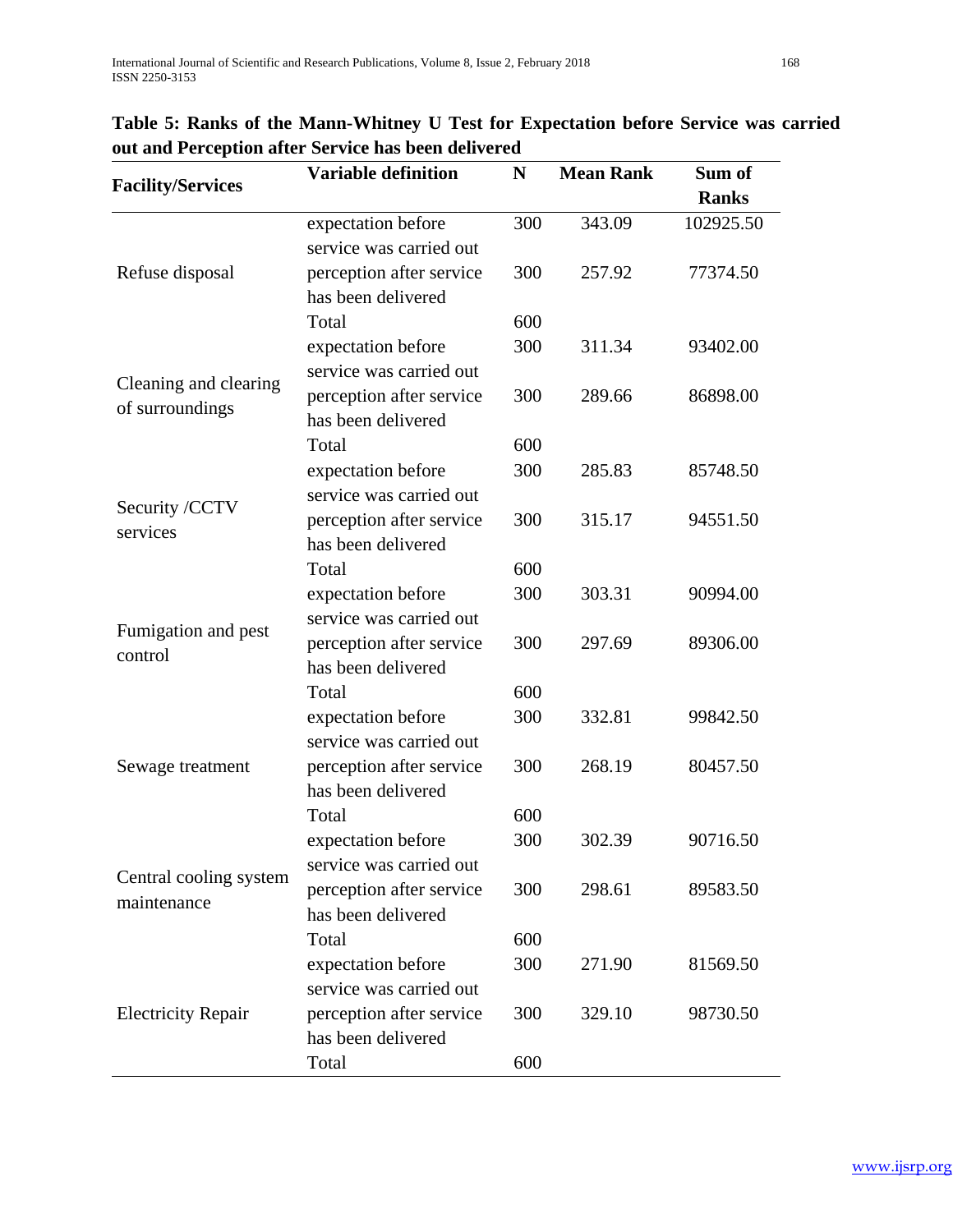**Table 5: Ranks of the Mann-Whitney U Test for Expectation before Service was carried out and Perception after Service has been delivered**

| Facility/Services | Variable definition | N | Mean Rank | Sum of Ranks |
|---|---|---|---|---|
| Refuse disposal | expectation before service was carried out | 300 | 343.09 | 102925.50 |
| | perception after service has been delivered | 300 | 257.92 | 77374.50 |
| | Total | 600 | | |
| Cleaning and clearing of surroundings | expectation before service was carried out | 300 | 311.34 | 93402.00 |
| | perception after service has been delivered | 300 | 289.66 | 86898.00 |
| | Total | 600 | | |
| Security /CCTV services | expectation before service was carried out | 300 | 285.83 | 85748.50 |
| | perception after service has been delivered | 300 | 315.17 | 94551.50 |
| | Total | 600 | | |
| Fumigation and pest control | expectation before service was carried out | 300 | 303.31 | 90994.00 |
| | perception after service has been delivered | 300 | 297.69 | 89306.00 |
| | Total | 600 | | |
| Sewage treatment | expectation before service was carried out | 300 | 332.81 | 99842.50 |
| | perception after service has been delivered | 300 | 268.19 | 80457.50 |
| | Total | 600 | | |
| Central cooling system maintenance | expectation before service was carried out | 300 | 302.39 | 90716.50 |
| | perception after service has been delivered | 300 | 298.61 | 89583.50 |
| | Total | 600 | | |
| Electricity Repair | expectation before service was carried out | 300 | 271.90 | 81569.50 |
| | perception after service has been delivered | 300 | 329.10 | 98730.50 |
| | Total | 600 | | |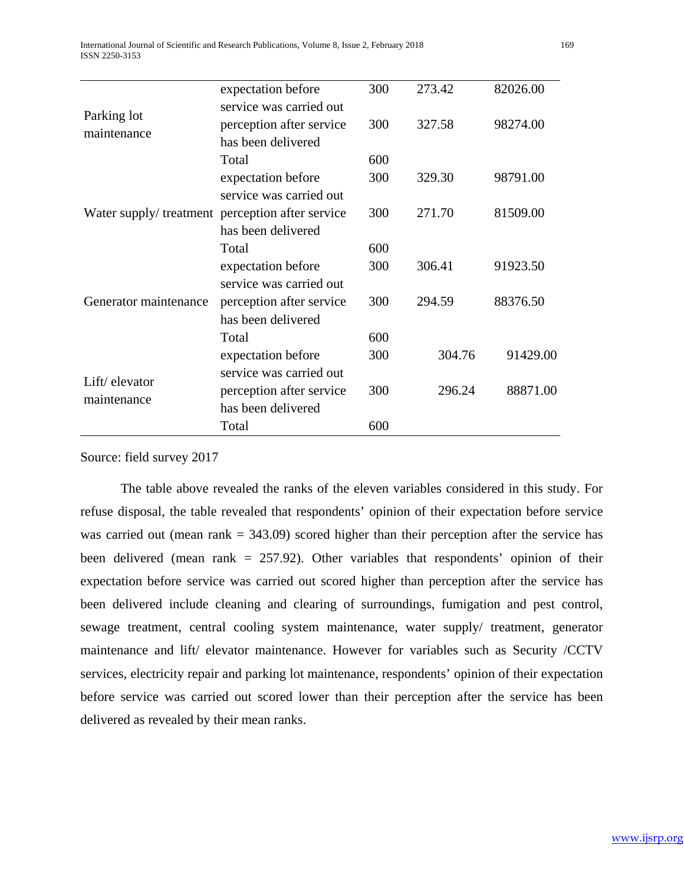| | | | | |
|---|---|---|---|---|
| Parking lot maintenance | expectation before service was carried out | 300 | 273.42 | 82026.00 |
| | perception after service has been delivered | 300 | 327.58 | 98274.00 |
| | Total | 600 | | |
| Water supply/ treatment | expectation before service was carried out | 300 | 329.30 | 98791.00 |
| | perception after service has been delivered | 300 | 271.70 | 81509.00 |
| | Total | 600 | | |
| Generator maintenance | expectation before service was carried out | 300 | 306.41 | 91923.50 |
| | perception after service has been delivered | 300 | 294.59 | 88376.50 |
| | Total | 600 | | |
| Lift/ elevator maintenance | expectation before service was carried out | 300 | 304.76 | 91429.00 |
| | perception after service has been delivered | 300 | 296.24 | 88871.00 |
| | Total | 600 | | |

Source: field survey 2017

The table above revealed the ranks of the eleven variables considered in this study. For refuse disposal, the table revealed that respondents' opinion of their expectation before service was carried out (mean rank = 343.09) scored higher than their perception after the service has been delivered (mean rank = 257.92). Other variables that respondents' opinion of their expectation before service was carried out scored higher than perception after the service has been delivered include cleaning and clearing of surroundings, fumigation and pest control, sewage treatment, central cooling system maintenance, water supply/ treatment, generator maintenance and lift/ elevator maintenance. However for variables such as Security /CCTV services, electricity repair and parking lot maintenance, respondents' opinion of their expectation before service was carried out scored lower than their perception after the service has been delivered as revealed by their mean ranks.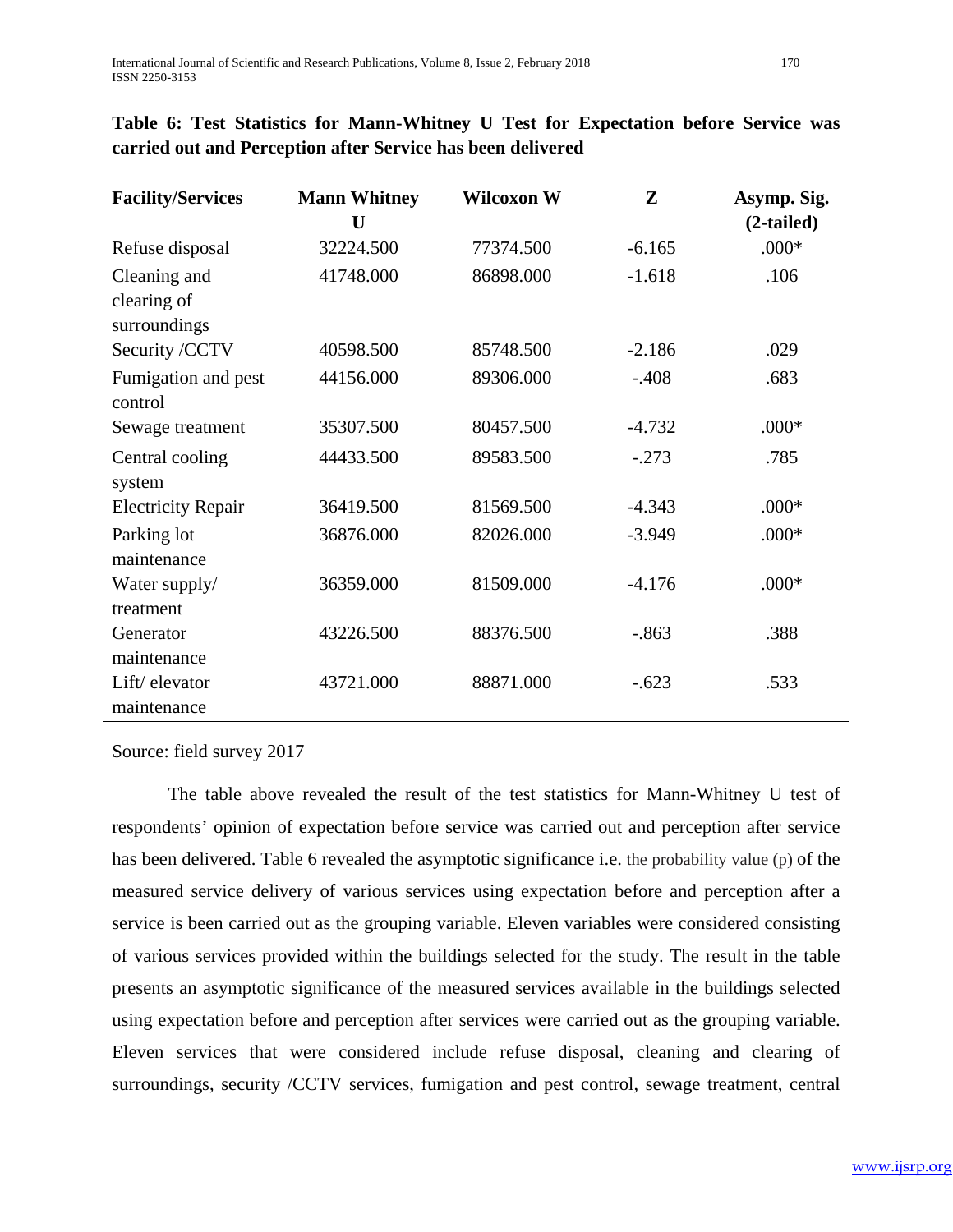**Table 6: Test Statistics for Mann-Whitney U Test for Expectation before Service was carried out and Perception after Service has been delivered**

| Facility/Services | Mann Whitney U | Wilcoxon W | Z | Asymp. Sig. (2-tailed) |
|---|---|---|---|---|
| Refuse disposal | 32224.500 | 77374.500 | -6.165 | .000* |
| Cleaning and clearing of surroundings | 41748.000 | 86898.000 | -1.618 | .106 |
| Security /CCTV | 40598.500 | 85748.500 | -2.186 | .029 |
| Fumigation and pest control | 44156.000 | 89306.000 | -.408 | .683 |
| Sewage treatment | 35307.500 | 80457.500 | -4.732 | .000* |
| Central cooling system | 44433.500 | 89583.500 | -.273 | .785 |
| Electricity Repair | 36419.500 | 81569.500 | -4.343 | .000* |
| Parking lot maintenance | 36876.000 | 82026.000 | -3.949 | .000* |
| Water supply/ treatment | 36359.000 | 81509.000 | -4.176 | .000* |
| Generator maintenance | 43226.500 | 88376.500 | -.863 | .388 |
| Lift/ elevator maintenance | 43721.000 | 88871.000 | -.623 | .533 |

Source: field survey 2017

The table above revealed the result of the test statistics for Mann-Whitney U test of respondents' opinion of expectation before service was carried out and perception after service has been delivered. Table 6 revealed the asymptotic significance i.e. the probability value (p) of the measured service delivery of various services using expectation before and perception after a service is been carried out as the grouping variable. Eleven variables were considered consisting of various services provided within the buildings selected for the study. The result in the table presents an asymptotic significance of the measured services available in the buildings selected using expectation before and perception after services were carried out as the grouping variable. Eleven services that were considered include refuse disposal, cleaning and clearing of surroundings, security /CCTV services, fumigation and pest control, sewage treatment, central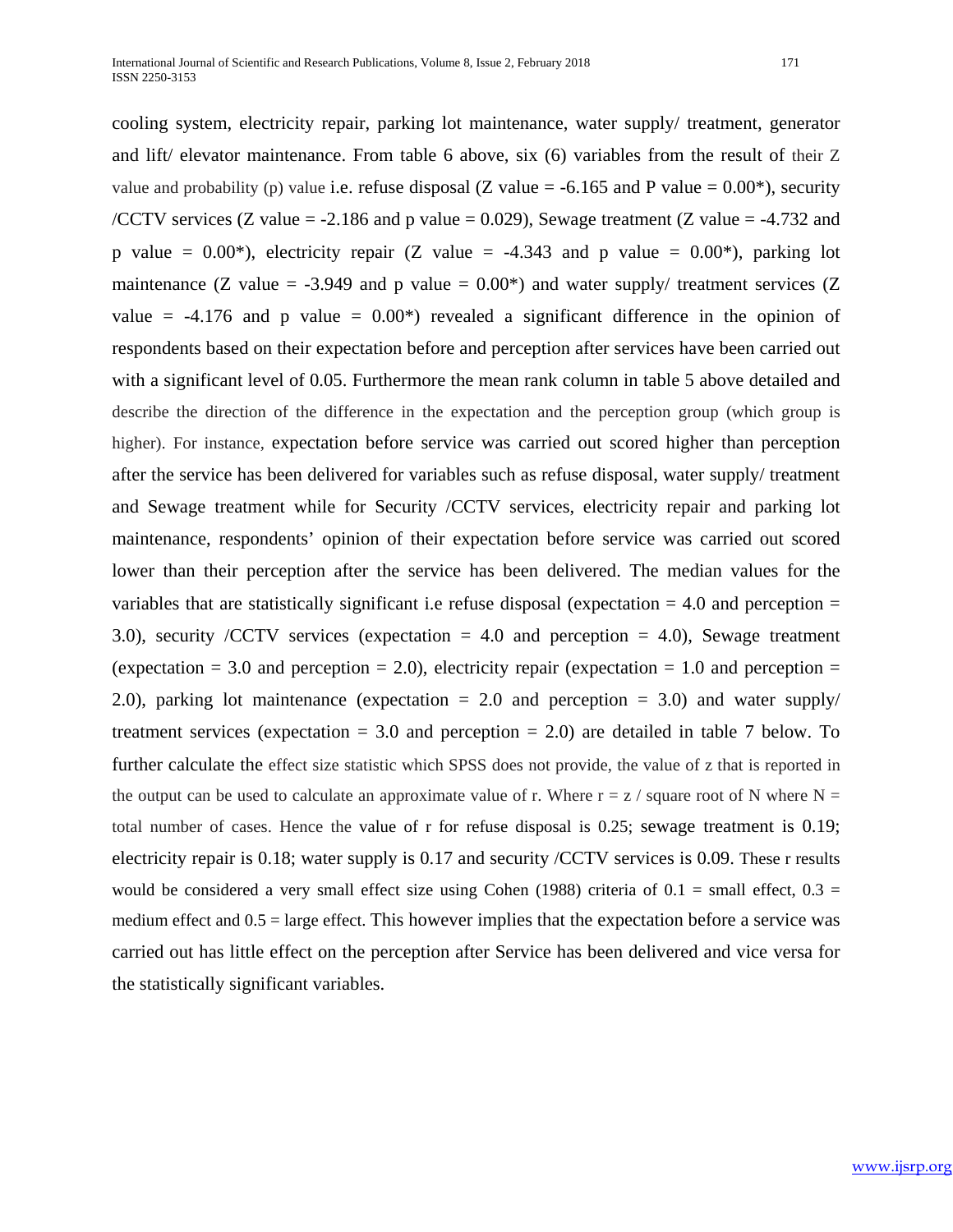cooling system, electricity repair, parking lot maintenance, water supply/ treatment, generator and lift/ elevator maintenance. From table 6 above, six (6) variables from the result of their Z value and probability (p) value i.e. refuse disposal (Z value = -6.165 and P value = 0.00*), security /CCTV services (Z value = -2.186 and p value = 0.029), Sewage treatment (Z value = -4.732 and p value = 0.00*), electricity repair (Z value = -4.343 and p value = 0.00*), parking lot maintenance (Z value = -3.949 and p value = 0.00*) and water supply/ treatment services (Z value = -4.176 and p value = 0.00*) revealed a significant difference in the opinion of respondents based on their expectation before and perception after services have been carried out with a significant level of 0.05. Furthermore the mean rank column in table 5 above detailed and describe the direction of the difference in the expectation and the perception group (which group is higher). For instance, expectation before service was carried out scored higher than perception after the service has been delivered for variables such as refuse disposal, water supply/ treatment and Sewage treatment while for Security /CCTV services, electricity repair and parking lot maintenance, respondents' opinion of their expectation before service was carried out scored lower than their perception after the service has been delivered. The median values for the variables that are statistically significant i.e refuse disposal (expectation = 4.0 and perception = 3.0), security /CCTV services (expectation = 4.0 and perception = 4.0), Sewage treatment (expectation = 3.0 and perception = 2.0), electricity repair (expectation = 1.0 and perception = 2.0), parking lot maintenance (expectation = 2.0 and perception = 3.0) and water supply/ treatment services (expectation = 3.0 and perception = 2.0) are detailed in table 7 below. To further calculate the effect size statistic which SPSS does not provide, the value of z that is reported in the output can be used to calculate an approximate value of r. Where r = z / square root of N where N = total number of cases. Hence the value of r for refuse disposal is 0.25; sewage treatment is 0.19; electricity repair is 0.18; water supply is 0.17 and security /CCTV services is 0.09. These r results would be considered a very small effect size using Cohen (1988) criteria of 0.1 = small effect, 0.3 = medium effect and 0.5 = large effect. This however implies that the expectation before a service was carried out has little effect on the perception after Service has been delivered and vice versa for the statistically significant variables.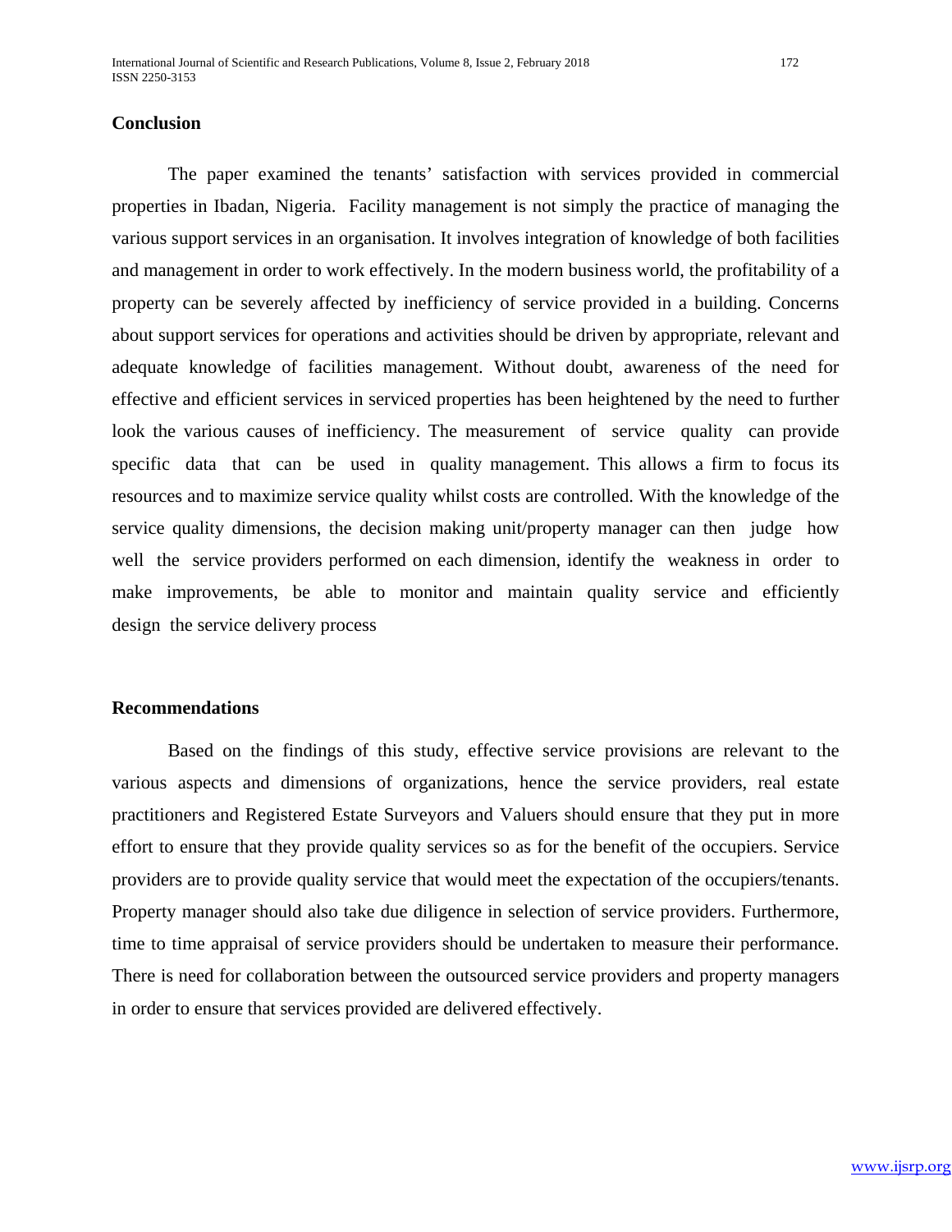## Conclusion

The paper examined the tenants' satisfaction with services provided in commercial properties in Ibadan, Nigeria. Facility management is not simply the practice of managing the various support services in an organisation. It involves integration of knowledge of both facilities and management in order to work effectively. In the modern business world, the profitability of a property can be severely affected by inefficiency of service provided in a building. Concerns about support services for operations and activities should be driven by appropriate, relevant and adequate knowledge of facilities management. Without doubt, awareness of the need for effective and efficient services in serviced properties has been heightened by the need to further look the various causes of inefficiency. The measurement of service quality can provide specific data that can be used in quality management. This allows a firm to focus its resources and to maximize service quality whilst costs are controlled. With the knowledge of the service quality dimensions, the decision making unit/property manager can then judge how well the service providers performed on each dimension, identify the weakness in order to make improvements, be able to monitor and maintain quality service and efficiently design the service delivery process

## Recommendations

Based on the findings of this study, effective service provisions are relevant to the various aspects and dimensions of organizations, hence the service providers, real estate practitioners and Registered Estate Surveyors and Valuers should ensure that they put in more effort to ensure that they provide quality services so as for the benefit of the occupiers. Service providers are to provide quality service that would meet the expectation of the occupiers/tenants. Property manager should also take due diligence in selection of service providers. Furthermore, time to time appraisal of service providers should be undertaken to measure their performance. There is need for collaboration between the outsourced service providers and property managers in order to ensure that services provided are delivered effectively.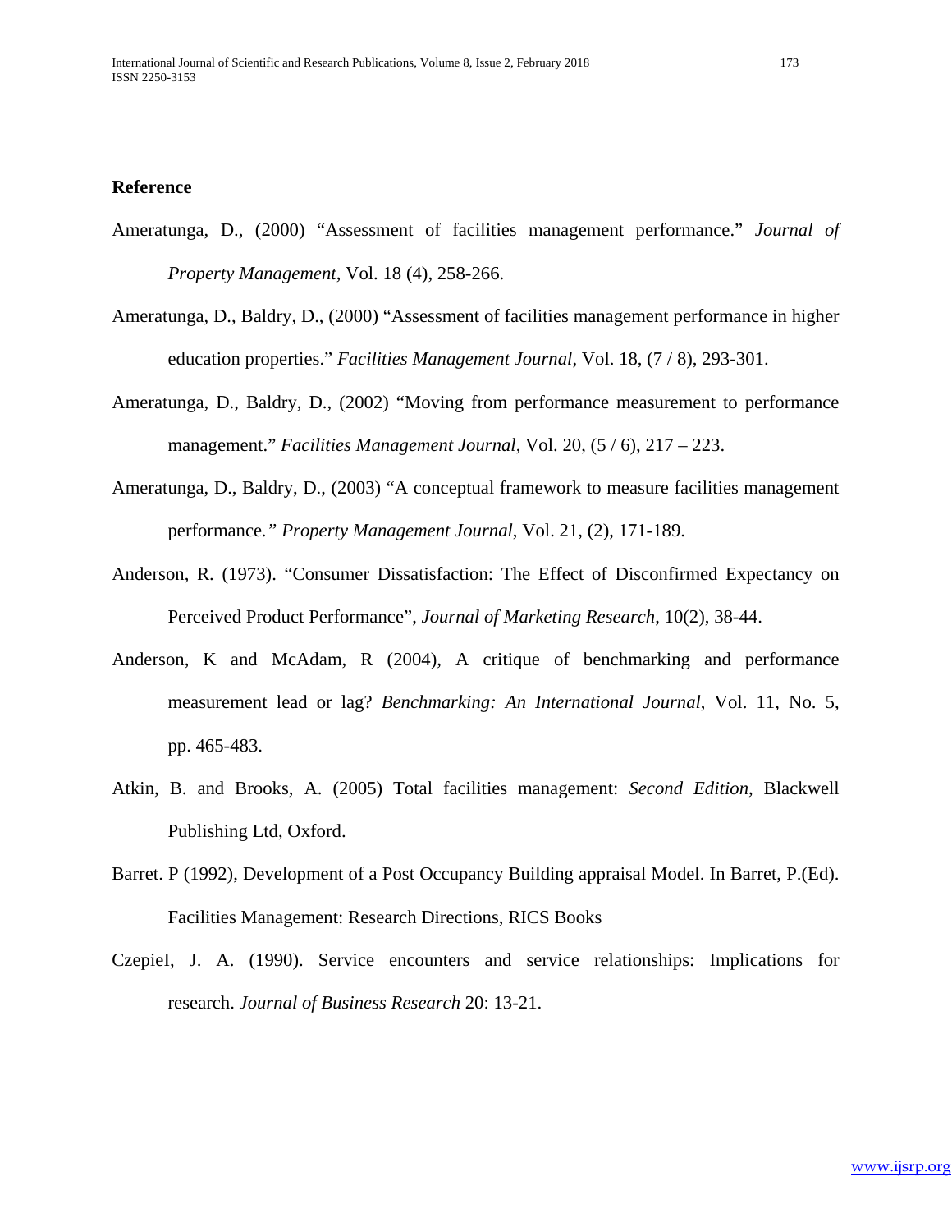**Reference**

Ameratunga, D., (2000) "Assessment of facilities management performance." *Journal of Property Management*, Vol. 18 (4), 258-266.

Ameratunga, D., Baldry, D., (2000) "Assessment of facilities management performance in higher education properties." *Facilities Management Journal*, Vol. 18, (7 / 8), 293-301.

Ameratunga, D., Baldry, D., (2002) "Moving from performance measurement to performance management." *Facilities Management Journal*, Vol. 20, (5 / 6), 217 – 223.

Ameratunga, D., Baldry, D., (2003) "A conceptual framework to measure facilities management performance." *Property Management Journal*, Vol. 21, (2), 171-189.

Anderson, R. (1973). "Consumer Dissatisfaction: The Effect of Disconfirmed Expectancy on Perceived Product Performance", *Journal of Marketing Research*, 10(2), 38-44.

Anderson, K and McAdam, R (2004), A critique of benchmarking and performance measurement lead or lag? *Benchmarking: An International Journal*, Vol. 11, No. 5, pp. 465-483.

Atkin, B. and Brooks, A. (2005) Total facilities management: *Second Edition*, Blackwell Publishing Ltd, Oxford.

Barret. P (1992), Development of a Post Occupancy Building appraisal Model. In Barret, P.(Ed). Facilities Management: Research Directions, RICS Books

CzepieI, J. A. (1990). Service encounters and service relationships: Implications for research. *Journal of Business Research* 20: 13-21.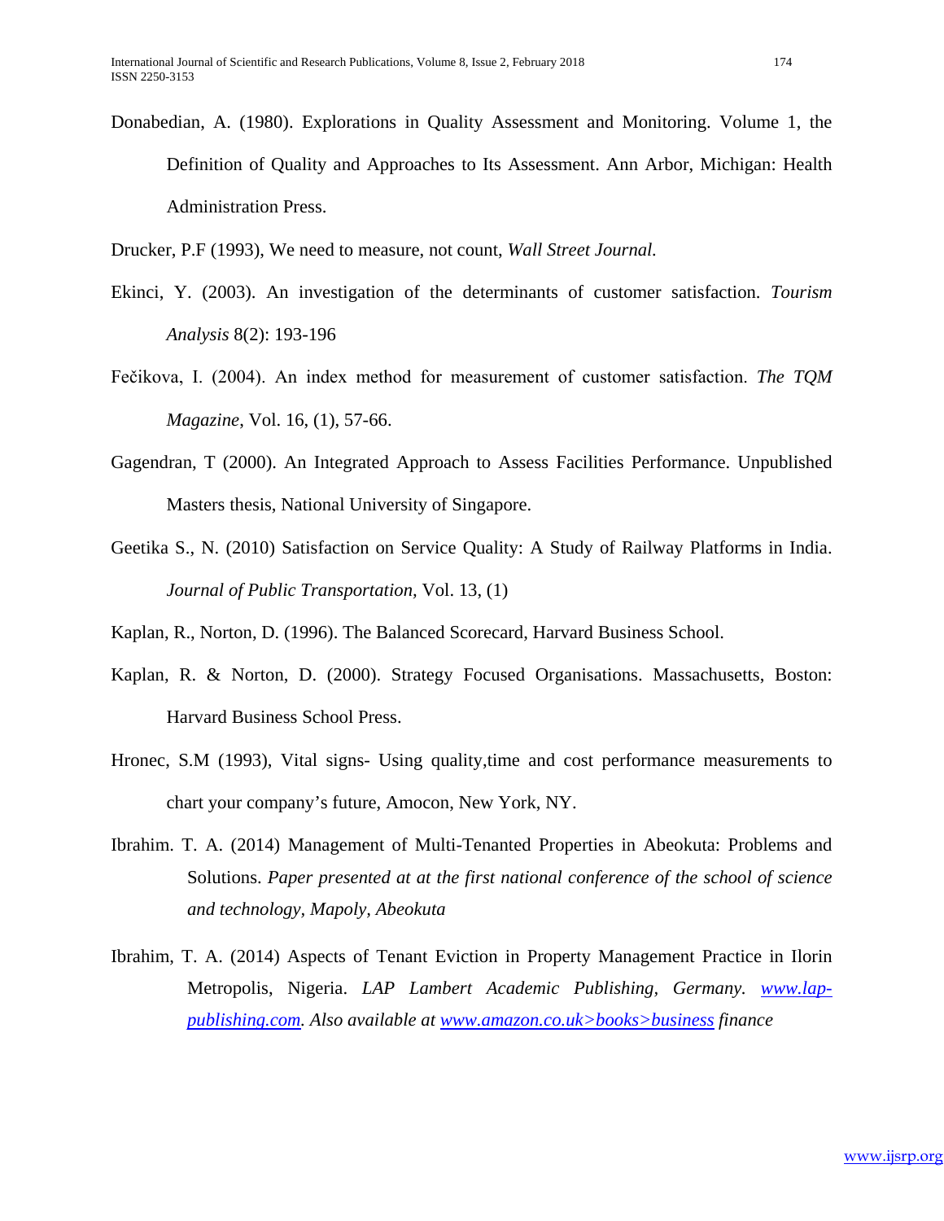Donabedian, A. (1980). Explorations in Quality Assessment and Monitoring. Volume 1, the Definition of Quality and Approaches to Its Assessment. Ann Arbor, Michigan: Health Administration Press.

Drucker, P.F (1993), We need to measure, not count, *Wall Street Journal.*

Ekinci, Y. (2003). An investigation of the determinants of customer satisfaction. *Tourism Analysis* 8(2): 193-196

Fečikova, I. (2004). An index method for measurement of customer satisfaction. *The TQM Magazine*, Vol. 16, (1), 57-66.

Gagendran, T (2000). An Integrated Approach to Assess Facilities Performance. Unpublished Masters thesis, National University of Singapore.

Geetika S., N. (2010) Satisfaction on Service Quality: A Study of Railway Platforms in India. *Journal of Public Transportation,* Vol. 13, (1)

Kaplan, R., Norton, D. (1996). The Balanced Scorecard, Harvard Business School.

Kaplan, R. & Norton, D. (2000). Strategy Focused Organisations. Massachusetts, Boston: Harvard Business School Press.

Hronec, S.M (1993), Vital signs- Using quality,time and cost performance measurements to chart your company's future, Amocon, New York, NY.

Ibrahim. T. A. (2014) Management of Multi-Tenanted Properties in Abeokuta: Problems and Solutions. *Paper presented at at the first national conference of the school of science and technology, Mapoly, Abeokuta*

Ibrahim, T. A. (2014) Aspects of Tenant Eviction in Property Management Practice in Ilorin Metropolis, Nigeria. *LAP Lambert Academic Publishing, Germany. www.lap-publishing.com. Also available at www.amazon.co.uk>books>business finance*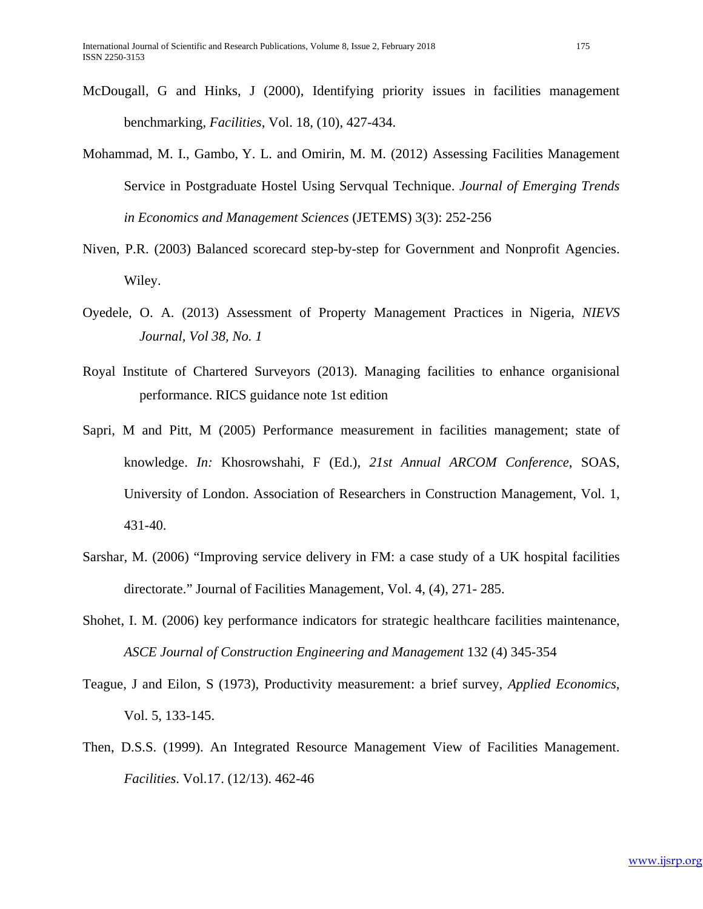McDougall, G and Hinks, J (2000), Identifying priority issues in facilities management benchmarking, *Facilities*, Vol. 18, (10), 427-434.

Mohammad, M. I., Gambo, Y. L. and Omirin, M. M. (2012) Assessing Facilities Management Service in Postgraduate Hostel Using Servqual Technique. *Journal of Emerging Trends in Economics and Management Sciences* (JETEMS) 3(3): 252-256

Niven, P.R. (2003) Balanced scorecard step-by-step for Government and Nonprofit Agencies. Wiley.

Oyedele, O. A. (2013) Assessment of Property Management Practices in Nigeria, *NIEVS Journal, Vol 38, No. 1*

Royal Institute of Chartered Surveyors (2013). Managing facilities to enhance organisional performance. RICS guidance note 1st edition

Sapri, M and Pitt, M (2005) Performance measurement in facilities management; state of knowledge. *In:* Khosrowshahi, F (Ed.), *21st Annual ARCOM Conference*, SOAS, University of London. Association of Researchers in Construction Management, Vol. 1, 431-40.

Sarshar, M. (2006) "Improving service delivery in FM: a case study of a UK hospital facilities directorate." Journal of Facilities Management, Vol. 4, (4), 271- 285.

Shohet, I. M. (2006) key performance indicators for strategic healthcare facilities maintenance, *ASCE Journal of Construction Engineering and Management* 132 (4) 345-354

Teague, J and Eilon, S (1973), Productivity measurement: a brief survey, *Applied Economics*, Vol. 5, 133-145.

Then, D.S.S. (1999). An Integrated Resource Management View of Facilities Management. *Facilities*. Vol.17. (12/13). 462-46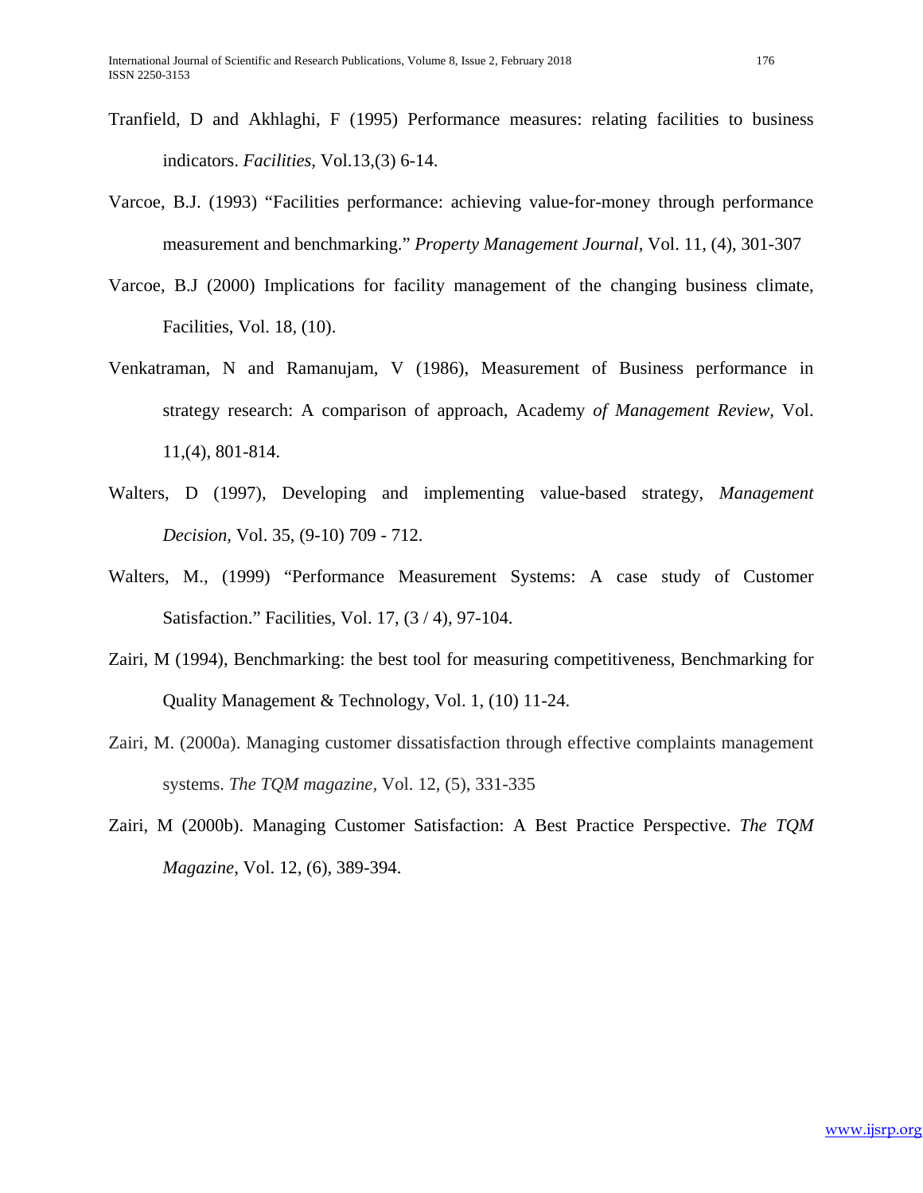Tranfield, D and Akhlaghi, F (1995) Performance measures: relating facilities to business indicators. *Facilities*, Vol.13,(3) 6-14.

Varcoe, B.J. (1993) "Facilities performance: achieving value-for-money through performance measurement and benchmarking." *Property Management Journal*, Vol. 11, (4), 301-307

Varcoe, B.J (2000) Implications for facility management of the changing business climate, Facilities, Vol. 18, (10).

Venkatraman, N and Ramanujam, V (1986), Measurement of Business performance in strategy research: A comparison of approach, Academy *of Management Review,* Vol. 11,(4), 801-814.

Walters, D (1997), Developing and implementing value-based strategy, *Management Decision,* Vol. 35, (9-10) 709 - 712.

Walters, M., (1999) "Performance Measurement Systems: A case study of Customer Satisfaction." Facilities, Vol. 17, (3 / 4), 97-104.

Zairi, M (1994), Benchmarking: the best tool for measuring competitiveness, Benchmarking for Quality Management & Technology, Vol. 1, (10) 11-24.

Zairi, M. (2000a). Managing customer dissatisfaction through effective complaints management systems. *The TQM magazine*, Vol. 12, (5), 331-335

Zairi, M (2000b). Managing Customer Satisfaction: A Best Practice Perspective. *The TQM Magazine*, Vol. 12, (6), 389-394.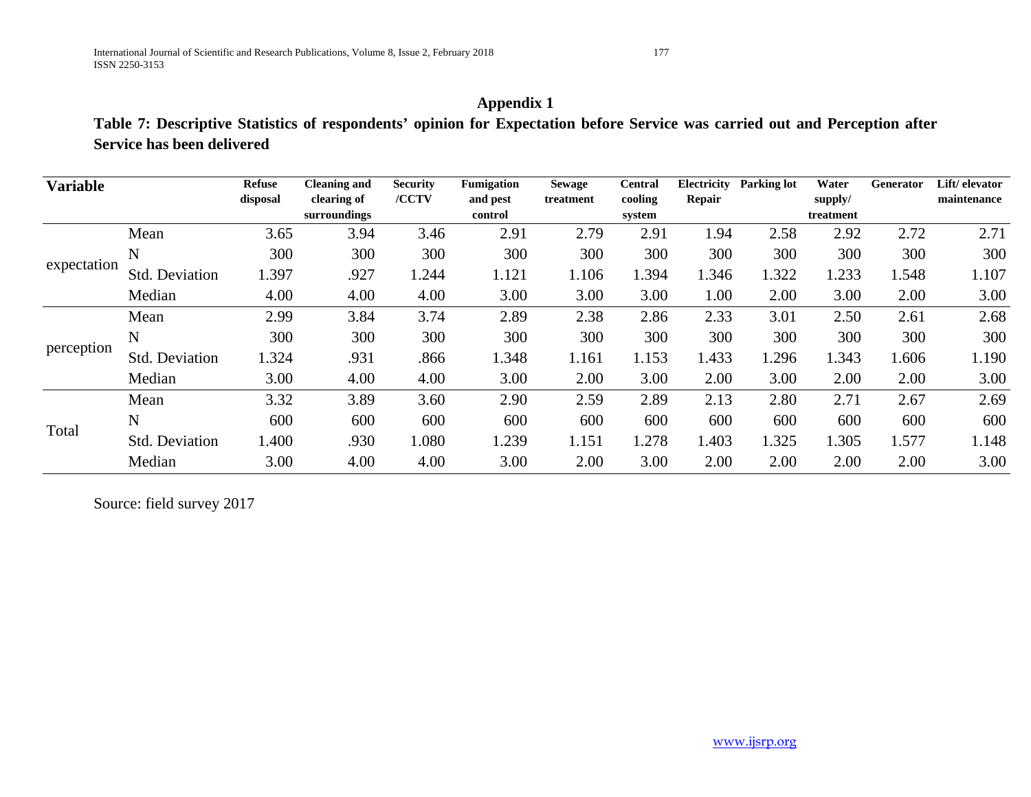## Appendix 1

**Table 7: Descriptive Statistics of respondents' opinion for Expectation before Service was carried out and Perception after Service has been delivered**

| Variable | | Refuse disposal | Cleaning and clearing of surroundings | Security /CCTV | Fumigation and pest control | Sewage treatment | Central cooling system | Electricity Repair | Parking lot | Water supply/ treatment | Generator | Lift/ elevator maintenance |
|---|---|---|---|---|---|---|---|---|---|---|---|---|
| expectation | Mean | 3.65 | 3.94 | 3.46 | 2.91 | 2.79 | 2.91 | 1.94 | 2.58 | 2.92 | 2.72 | 2.71 |
| | N | 300 | 300 | 300 | 300 | 300 | 300 | 300 | 300 | 300 | 300 | 300 |
| | Std. Deviation | 1.397 | .927 | 1.244 | 1.121 | 1.106 | 1.394 | 1.346 | 1.322 | 1.233 | 1.548 | 1.107 |
| | Median | 4.00 | 4.00 | 4.00 | 3.00 | 3.00 | 3.00 | 1.00 | 2.00 | 3.00 | 2.00 | 3.00 |
| perception | Mean | 2.99 | 3.84 | 3.74 | 2.89 | 2.38 | 2.86 | 2.33 | 3.01 | 2.50 | 2.61 | 2.68 |
| | N | 300 | 300 | 300 | 300 | 300 | 300 | 300 | 300 | 300 | 300 | 300 |
| | Std. Deviation | 1.324 | .931 | .866 | 1.348 | 1.161 | 1.153 | 1.433 | 1.296 | 1.343 | 1.606 | 1.190 |
| | Median | 3.00 | 4.00 | 4.00 | 3.00 | 2.00 | 3.00 | 2.00 | 3.00 | 2.00 | 2.00 | 3.00 |
| Total | Mean | 3.32 | 3.89 | 3.60 | 2.90 | 2.59 | 2.89 | 2.13 | 2.80 | 2.71 | 2.67 | 2.69 |
| | N | 600 | 600 | 600 | 600 | 600 | 600 | 600 | 600 | 600 | 600 | 600 |
| | Std. Deviation | 1.400 | .930 | 1.080 | 1.239 | 1.151 | 1.278 | 1.403 | 1.325 | 1.305 | 1.577 | 1.148 |
| | Median | 3.00 | 4.00 | 4.00 | 3.00 | 2.00 | 3.00 | 2.00 | 2.00 | 2.00 | 2.00 | 3.00 |

Source: field survey 2017